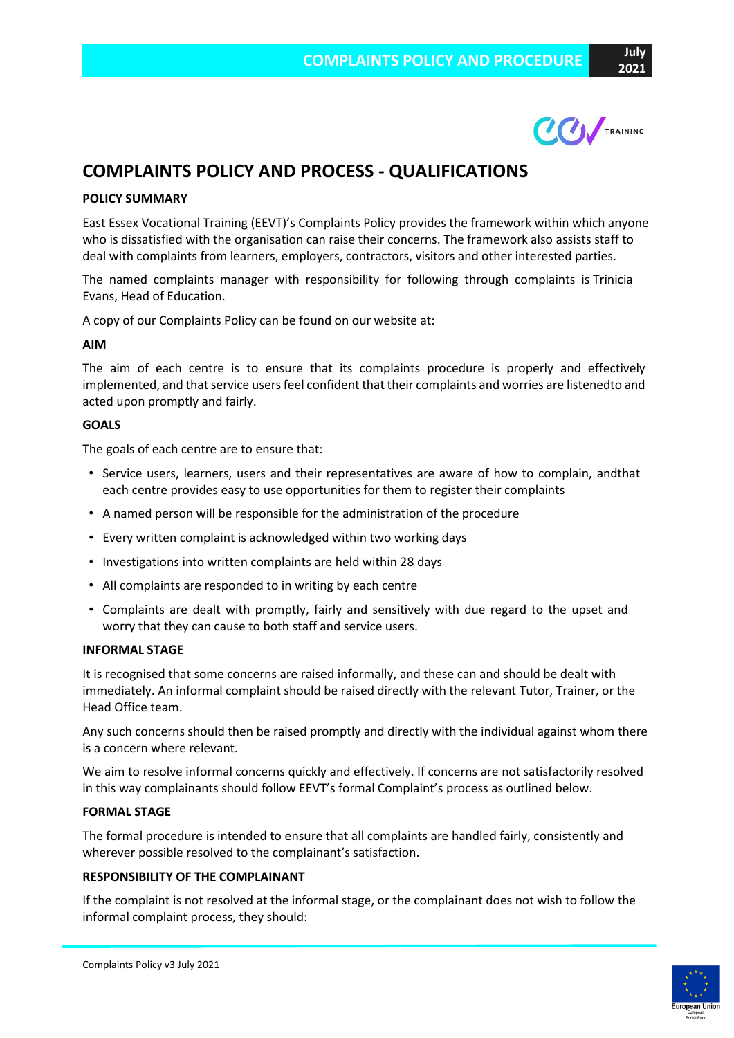# COMPLAINTS POLICY AND PROCESS - QUALIFICATIONS

**POLICY SUMMARY**

East Essex Vocational Training (EEVT)'s Complaints Policy provides the framework within which anyone who is dissatisfied with the organisation can raise their concerns. The framework also assists staff to deal with complaints from learners, employers, contractors, visitors and other interested parties.

The named complaints manager with responsibility for following through complaints is Trinicia Evans, Head of Education.

A copy of our Complaints Policy can be found on our website at:

**AIM**

The aim of each centre is to ensure that its complaints procedure is properly and effectively implemented, and that service users feel confident that their complaints and worries are listenedto and acted upon promptly and fairly.

**GOALS**

The goals of each centre are to ensure that:

- Service users, learners, users and their representatives are aware of how to complain, andthat each centre provides easy to use opportunities for them to register their complaints
- A named person will be responsible for the administration of the procedure
- Every written complaint is acknowledged within two working days
- Investigations into written complaints are held within 28 days
- All complaints are responded to in writing by each centre
- Complaints are dealt with promptly, fairly and sensitively with due regard to the upset and worry that they can cause to both staff and service users.

**INFORMAL STAGE**

It is recognised that some concerns are raised informally, and these can and should be dealt with immediately. An informal complaint should be raised directly with the relevant Tutor, Trainer, or the Head Office team.

Any such concerns should then be raised promptly and directly with the individual against whom there is a concern where relevant.

We aim to resolve informal concerns quickly and effectively. If concerns are not satisfactorily resolved in this way complainants should follow EEVT's formal Complaint's process as outlined below.

**FORMAL STAGE**

The formal procedure is intended to ensure that all complaints are handled fairly, consistently and wherever possible resolved to the complainant's satisfaction.

**RESPONSIBILITY OF THE COMPLAINANT**

If the complaint is not resolved at the informal stage, or the complainant does not wish to follow the informal complaint process, they should: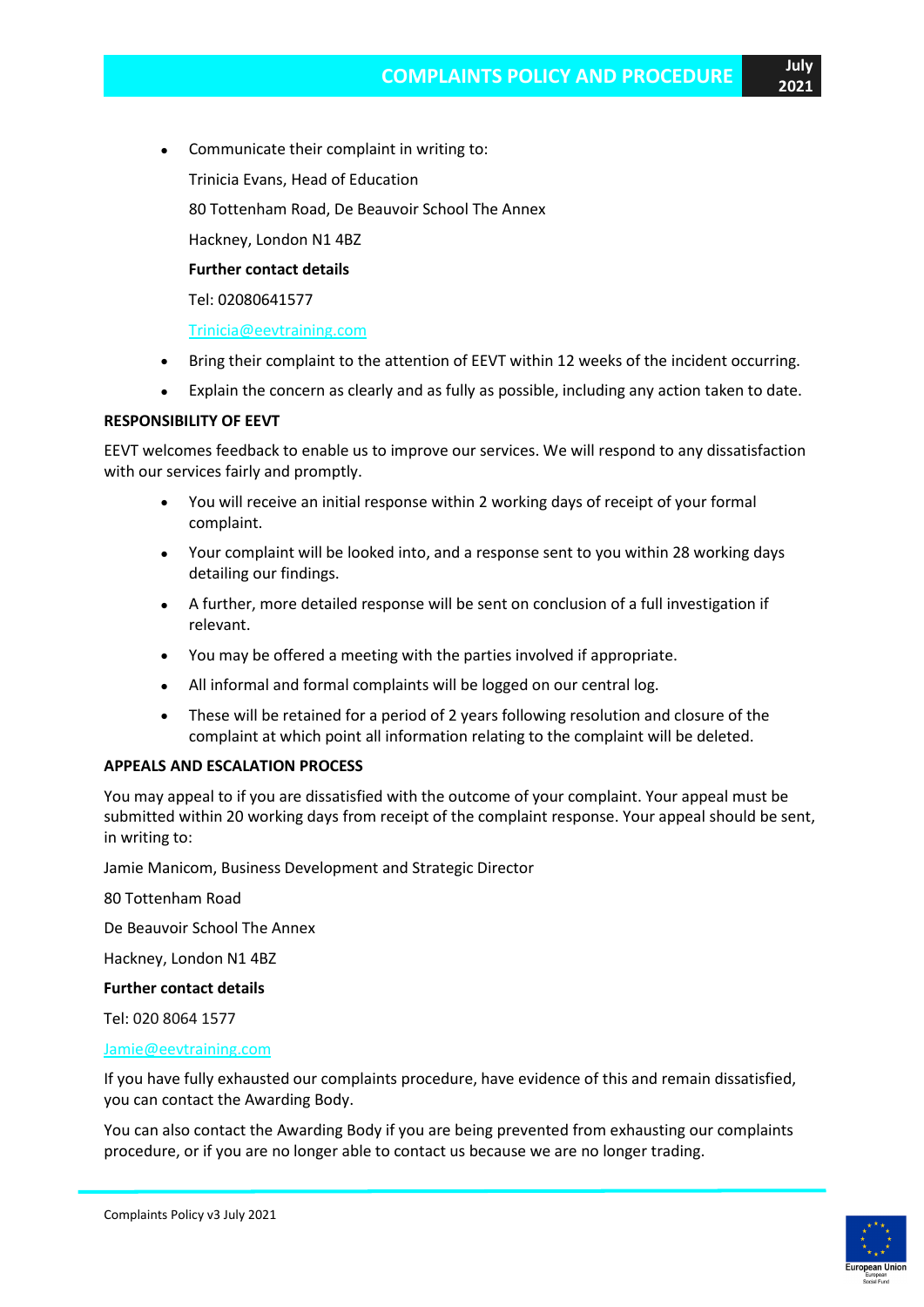- Communicate their complaint in writing to:

  Trinicia Evans, Head of Education

  80 Tottenham Road, De Beauvoir School The Annex

  Hackney, London N1 4BZ

  **Further contact details**

  Tel: 02080641577

  Trinicia@eevtraining.com

- Bring their complaint to the attention of EEVT within 12 weeks of the incident occurring.
- Explain the concern as clearly and as fully as possible, including any action taken to date.

**RESPONSIBILITY OF EEVT**

EEVT welcomes feedback to enable us to improve our services. We will respond to any dissatisfaction with our services fairly and promptly.

- You will receive an initial response within 2 working days of receipt of your formal complaint.
- Your complaint will be looked into, and a response sent to you within 28 working days detailing our findings.
- A further, more detailed response will be sent on conclusion of a full investigation if relevant.
- You may be offered a meeting with the parties involved if appropriate.
- All informal and formal complaints will be logged on our central log.
- These will be retained for a period of 2 years following resolution and closure of the complaint at which point all information relating to the complaint will be deleted.

**APPEALS AND ESCALATION PROCESS**

You may appeal to if you are dissatisfied with the outcome of your complaint. Your appeal must be submitted within 20 working days from receipt of the complaint response. Your appeal should be sent, in writing to:

Jamie Manicom, Business Development and Strategic Director

80 Tottenham Road

De Beauvoir School The Annex

Hackney, London N1 4BZ

**Further contact details**

Tel: 020 8064 1577

Jamie@eevtraining.com

If you have fully exhausted our complaints procedure, have evidence of this and remain dissatisfied, you can contact the Awarding Body.

You can also contact the Awarding Body if you are being prevented from exhausting our complaints procedure, or if you are no longer able to contact us because we are no longer trading.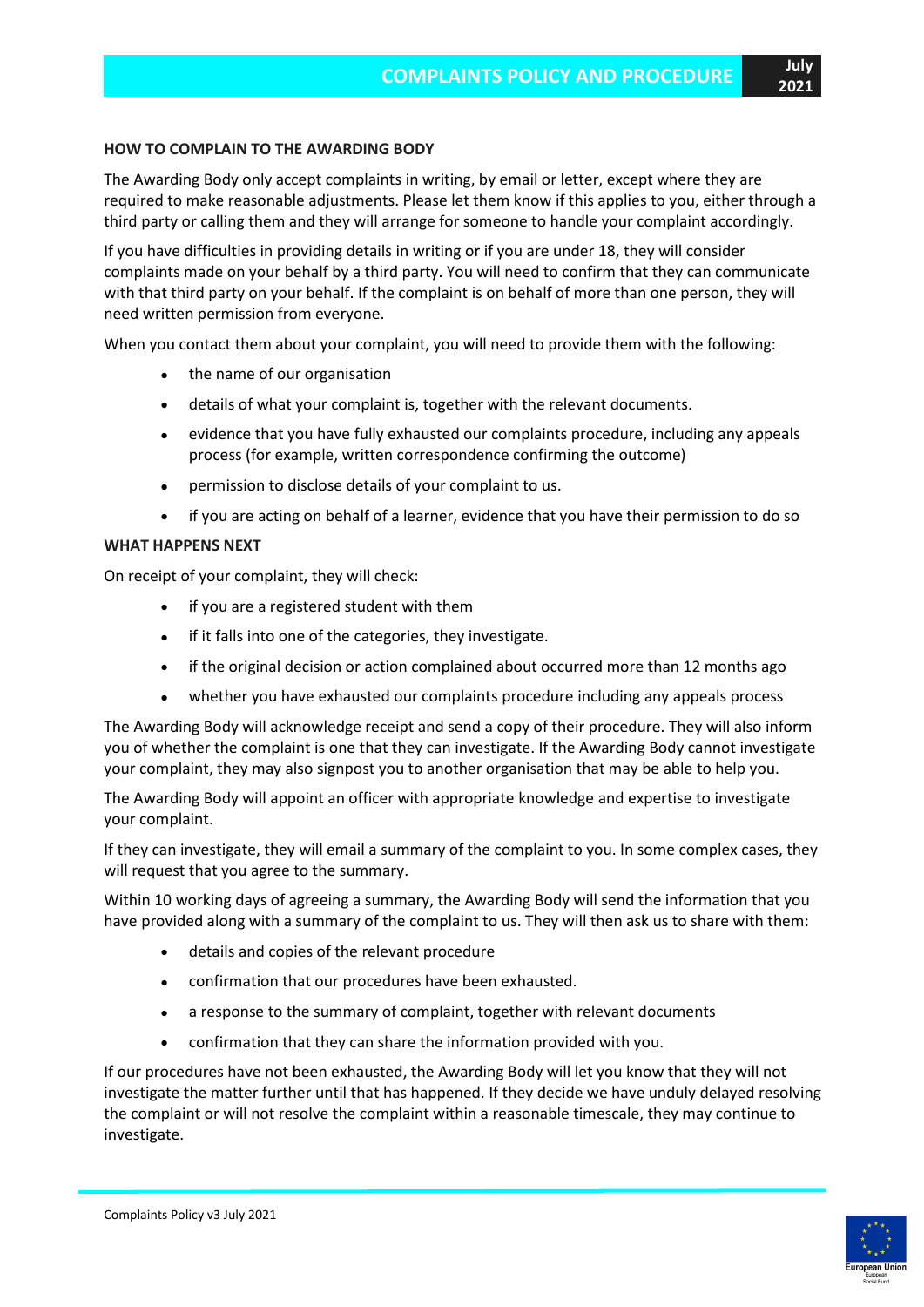### HOW TO COMPLAIN TO THE AWARDING BODY

The Awarding Body only accept complaints in writing, by email or letter, except where they are required to make reasonable adjustments. Please let them know if this applies to you, either through a third party or calling them and they will arrange for someone to handle your complaint accordingly.

If you have difficulties in providing details in writing or if you are under 18, they will consider complaints made on your behalf by a third party. You will need to confirm that they can communicate with that third party on your behalf. If the complaint is on behalf of more than one person, they will need written permission from everyone.

When you contact them about your complaint, you will need to provide them with the following:

- the name of our organisation
- details of what your complaint is, together with the relevant documents.
- evidence that you have fully exhausted our complaints procedure, including any appeals process (for example, written correspondence confirming the outcome)
- permission to disclose details of your complaint to us.
- if you are acting on behalf of a learner, evidence that you have their permission to do so

### WHAT HAPPENS NEXT

On receipt of your complaint, they will check:

- if you are a registered student with them
- if it falls into one of the categories, they investigate.
- if the original decision or action complained about occurred more than 12 months ago
- whether you have exhausted our complaints procedure including any appeals process

The Awarding Body will acknowledge receipt and send a copy of their procedure. They will also inform you of whether the complaint is one that they can investigate. If the Awarding Body cannot investigate your complaint, they may also signpost you to another organisation that may be able to help you.

The Awarding Body will appoint an officer with appropriate knowledge and expertise to investigate your complaint.

If they can investigate, they will email a summary of the complaint to you. In some complex cases, they will request that you agree to the summary.

Within 10 working days of agreeing a summary, the Awarding Body will send the information that you have provided along with a summary of the complaint to us. They will then ask us to share with them:

- details and copies of the relevant procedure
- confirmation that our procedures have been exhausted.
- a response to the summary of complaint, together with relevant documents
- confirmation that they can share the information provided with you.

If our procedures have not been exhausted, the Awarding Body will let you know that they will not investigate the matter further until that has happened. If they decide we have unduly delayed resolving the complaint or will not resolve the complaint within a reasonable timescale, they may continue to investigate.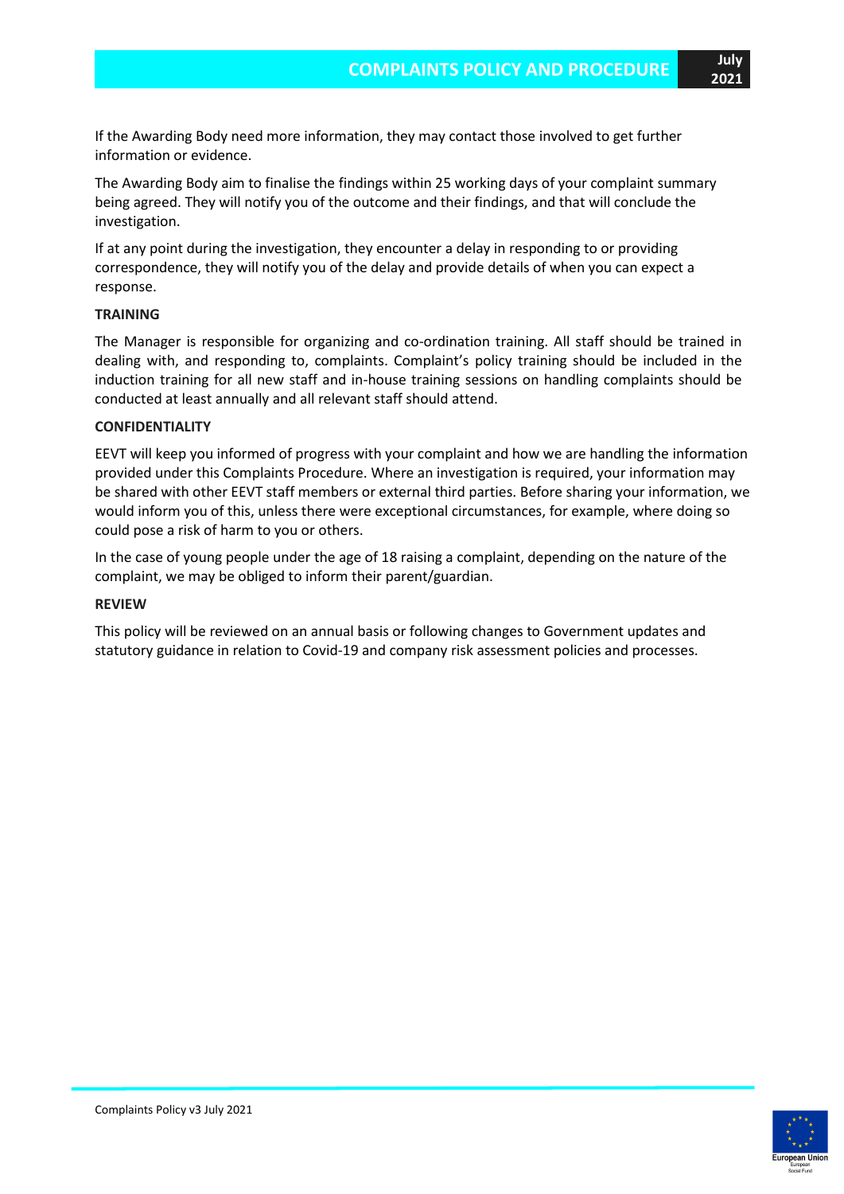If the Awarding Body need more information, they may contact those involved to get further information or evidence.

The Awarding Body aim to finalise the findings within 25 working days of your complaint summary being agreed. They will notify you of the outcome and their findings, and that will conclude the investigation.

If at any point during the investigation, they encounter a delay in responding to or providing correspondence, they will notify you of the delay and provide details of when you can expect a response.

**TRAINING**

The Manager is responsible for organizing and co-ordination training. All staff should be trained in dealing with, and responding to, complaints. Complaint's policy training should be included in the induction training for all new staff and in-house training sessions on handling complaints should be conducted at least annually and all relevant staff should attend.

**CONFIDENTIALITY**

EEVT will keep you informed of progress with your complaint and how we are handling the information provided under this Complaints Procedure. Where an investigation is required, your information may be shared with other EEVT staff members or external third parties. Before sharing your information, we would inform you of this, unless there were exceptional circumstances, for example, where doing so could pose a risk of harm to you or others.

In the case of young people under the age of 18 raising a complaint, depending on the nature of the complaint, we may be obliged to inform their parent/guardian.

**REVIEW**

This policy will be reviewed on an annual basis or following changes to Government updates and statutory guidance in relation to Covid-19 and company risk assessment policies and processes.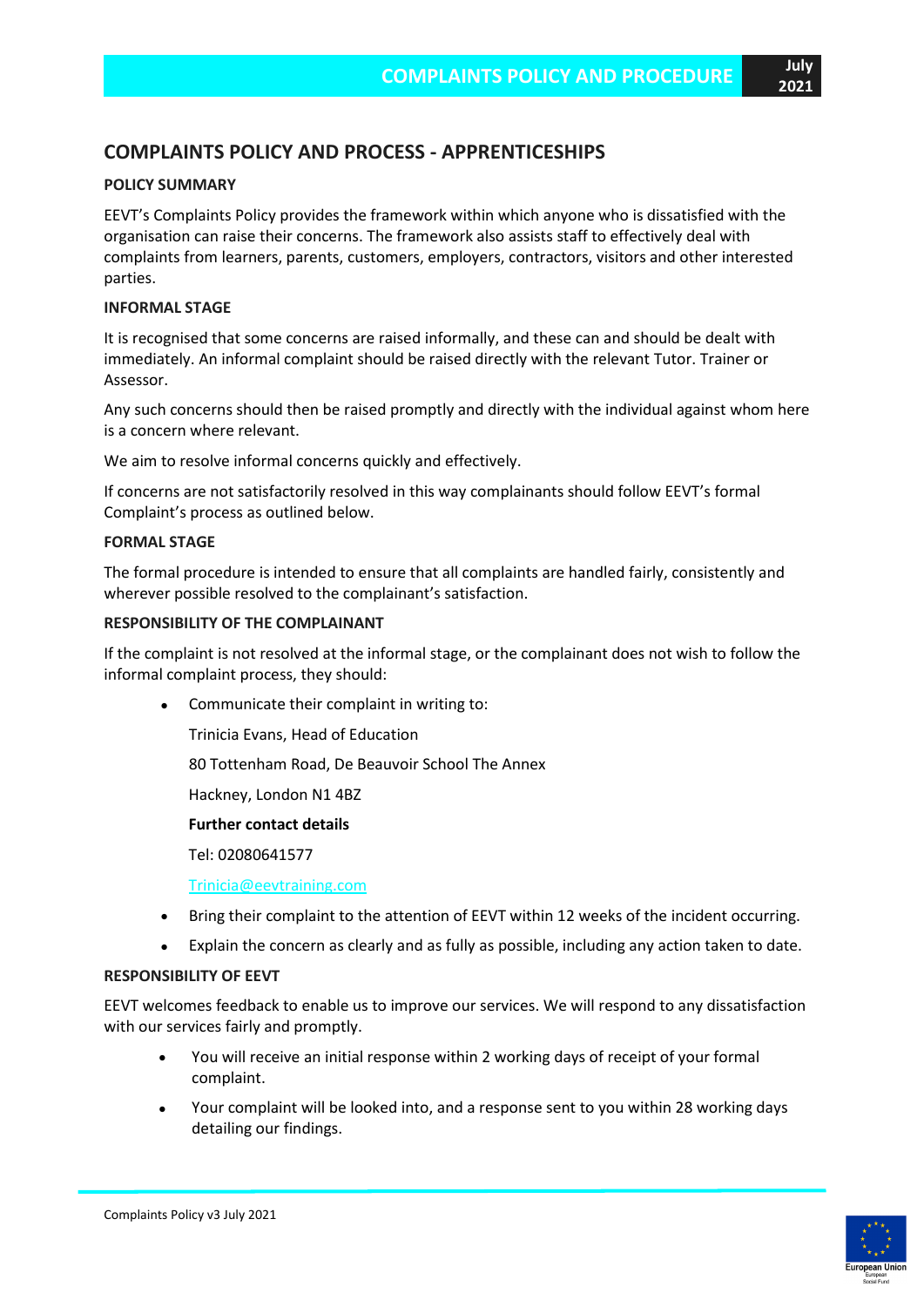## COMPLAINTS POLICY AND PROCESS - APPRENTICESHIPS

### POLICY SUMMARY

EEVT's Complaints Policy provides the framework within which anyone who is dissatisfied with the organisation can raise their concerns. The framework also assists staff to effectively deal with complaints from learners, parents, customers, employers, contractors, visitors and other interested parties.

### INFORMAL STAGE

It is recognised that some concerns are raised informally, and these can and should be dealt with immediately. An informal complaint should be raised directly with the relevant Tutor. Trainer or Assessor.

Any such concerns should then be raised promptly and directly with the individual against whom here is a concern where relevant.

We aim to resolve informal concerns quickly and effectively.

If concerns are not satisfactorily resolved in this way complainants should follow EEVT's formal Complaint's process as outlined below.

### FORMAL STAGE

The formal procedure is intended to ensure that all complaints are handled fairly, consistently and wherever possible resolved to the complainant's satisfaction.

### RESPONSIBILITY OF THE COMPLAINANT

If the complaint is not resolved at the informal stage, or the complainant does not wish to follow the informal complaint process, they should:

- Communicate their complaint in writing to:

  Trinicia Evans, Head of Education

  80 Tottenham Road, De Beauvoir School The Annex

  Hackney, London N1 4BZ

  **Further contact details**

  Tel: 02080641577

  Trinicia@eevtraining.com

- Bring their complaint to the attention of EEVT within 12 weeks of the incident occurring.
- Explain the concern as clearly and as fully as possible, including any action taken to date.

### RESPONSIBILITY OF EEVT

EEVT welcomes feedback to enable us to improve our services. We will respond to any dissatisfaction with our services fairly and promptly.

- You will receive an initial response within 2 working days of receipt of your formal complaint.
- Your complaint will be looked into, and a response sent to you within 28 working days detailing our findings.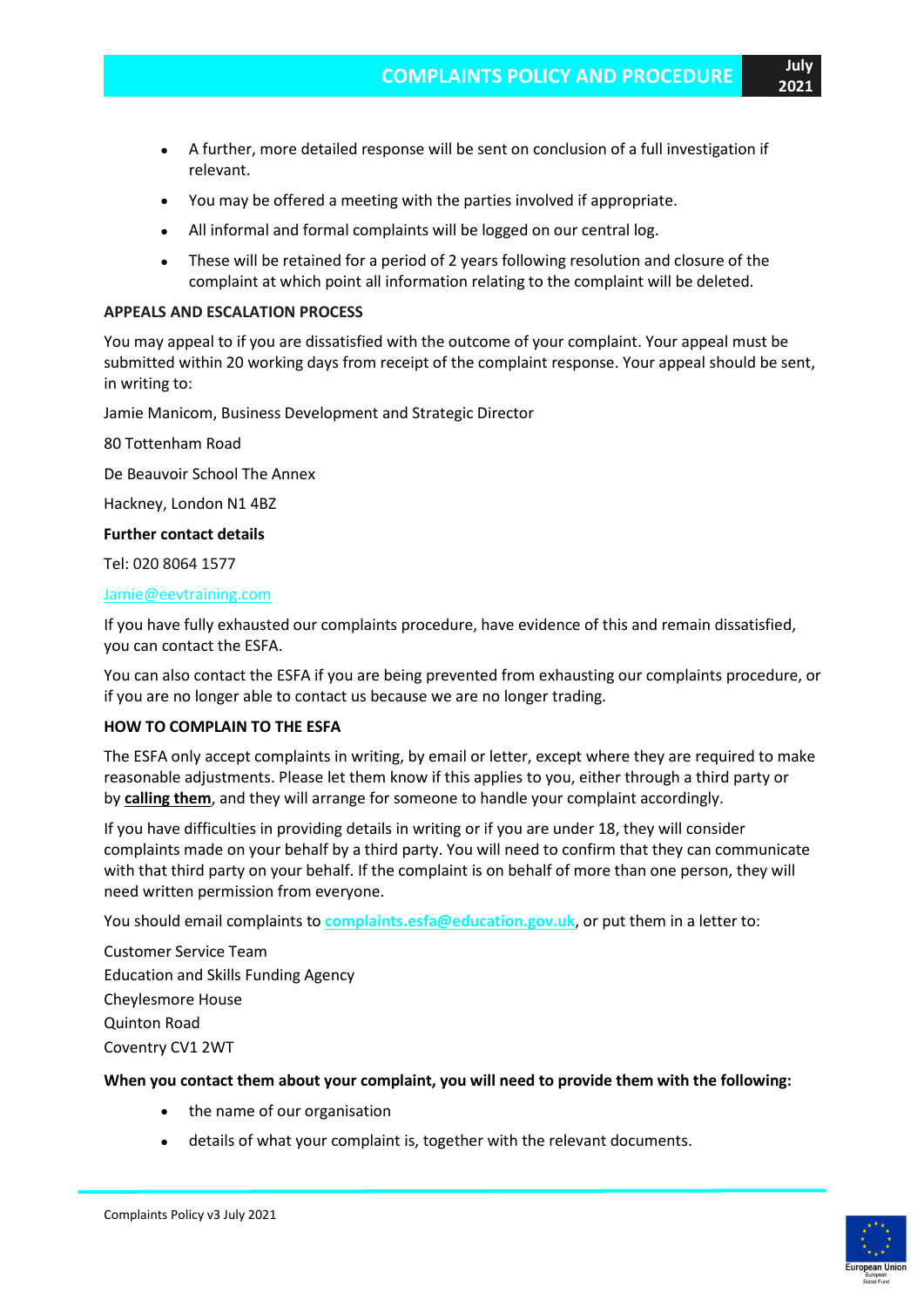- A further, more detailed response will be sent on conclusion of a full investigation if relevant.
- You may be offered a meeting with the parties involved if appropriate.
- All informal and formal complaints will be logged on our central log.
- These will be retained for a period of 2 years following resolution and closure of the complaint at which point all information relating to the complaint will be deleted.

**APPEALS AND ESCALATION PROCESS**

You may appeal to if you are dissatisfied with the outcome of your complaint. Your appeal must be submitted within 20 working days from receipt of the complaint response. Your appeal should be sent, in writing to:

Jamie Manicom, Business Development and Strategic Director

80 Tottenham Road

De Beauvoir School The Annex

Hackney, London N1 4BZ

**Further contact details**

Tel: 020 8064 1577

Jamie@eevtraining.com

If you have fully exhausted our complaints procedure, have evidence of this and remain dissatisfied, you can contact the ESFA.

You can also contact the ESFA if you are being prevented from exhausting our complaints procedure, or if you are no longer able to contact us because we are no longer trading.

**HOW TO COMPLAIN TO THE ESFA**

The ESFA only accept complaints in writing, by email or letter, except where they are required to make reasonable adjustments. Please let them know if this applies to you, either through a third party or by **calling them**, and they will arrange for someone to handle your complaint accordingly.

If you have difficulties in providing details in writing or if you are under 18, they will consider complaints made on your behalf by a third party. You will need to confirm that they can communicate with that third party on your behalf. If the complaint is on behalf of more than one person, they will need written permission from everyone.

You should email complaints to **complaints.esfa@education.gov.uk**, or put them in a letter to:

Customer Service Team
Education and Skills Funding Agency
Cheylesmore House
Quinton Road
Coventry CV1 2WT

**When you contact them about your complaint, you will need to provide them with the following:**

- the name of our organisation
- details of what your complaint is, together with the relevant documents.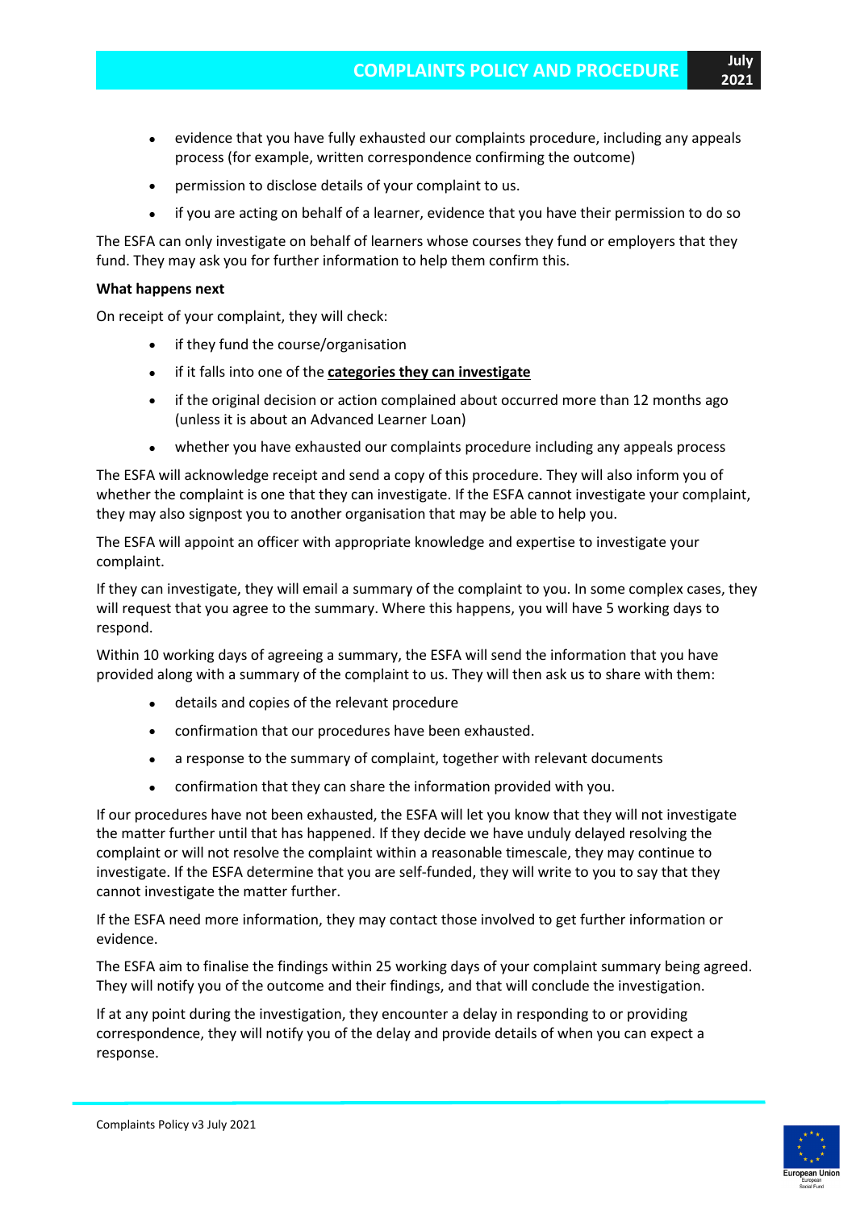- evidence that you have fully exhausted our complaints procedure, including any appeals process (for example, written correspondence confirming the outcome)
- permission to disclose details of your complaint to us.
- if you are acting on behalf of a learner, evidence that you have their permission to do so

The ESFA can only investigate on behalf of learners whose courses they fund or employers that they fund. They may ask you for further information to help them confirm this.

**What happens next**

On receipt of your complaint, they will check:

- if they fund the course/organisation
- if it falls into one of the **categories they can investigate**
- if the original decision or action complained about occurred more than 12 months ago (unless it is about an Advanced Learner Loan)
- whether you have exhausted our complaints procedure including any appeals process

The ESFA will acknowledge receipt and send a copy of this procedure. They will also inform you of whether the complaint is one that they can investigate. If the ESFA cannot investigate your complaint, they may also signpost you to another organisation that may be able to help you.

The ESFA will appoint an officer with appropriate knowledge and expertise to investigate your complaint.

If they can investigate, they will email a summary of the complaint to you. In some complex cases, they will request that you agree to the summary. Where this happens, you will have 5 working days to respond.

Within 10 working days of agreeing a summary, the ESFA will send the information that you have provided along with a summary of the complaint to us. They will then ask us to share with them:

- details and copies of the relevant procedure
- confirmation that our procedures have been exhausted.
- a response to the summary of complaint, together with relevant documents
- confirmation that they can share the information provided with you.

If our procedures have not been exhausted, the ESFA will let you know that they will not investigate the matter further until that has happened. If they decide we have unduly delayed resolving the complaint or will not resolve the complaint within a reasonable timescale, they may continue to investigate. If the ESFA determine that you are self-funded, they will write to you to say that they cannot investigate the matter further.

If the ESFA need more information, they may contact those involved to get further information or evidence.

The ESFA aim to finalise the findings within 25 working days of your complaint summary being agreed. They will notify you of the outcome and their findings, and that will conclude the investigation.

If at any point during the investigation, they encounter a delay in responding to or providing correspondence, they will notify you of the delay and provide details of when you can expect a response.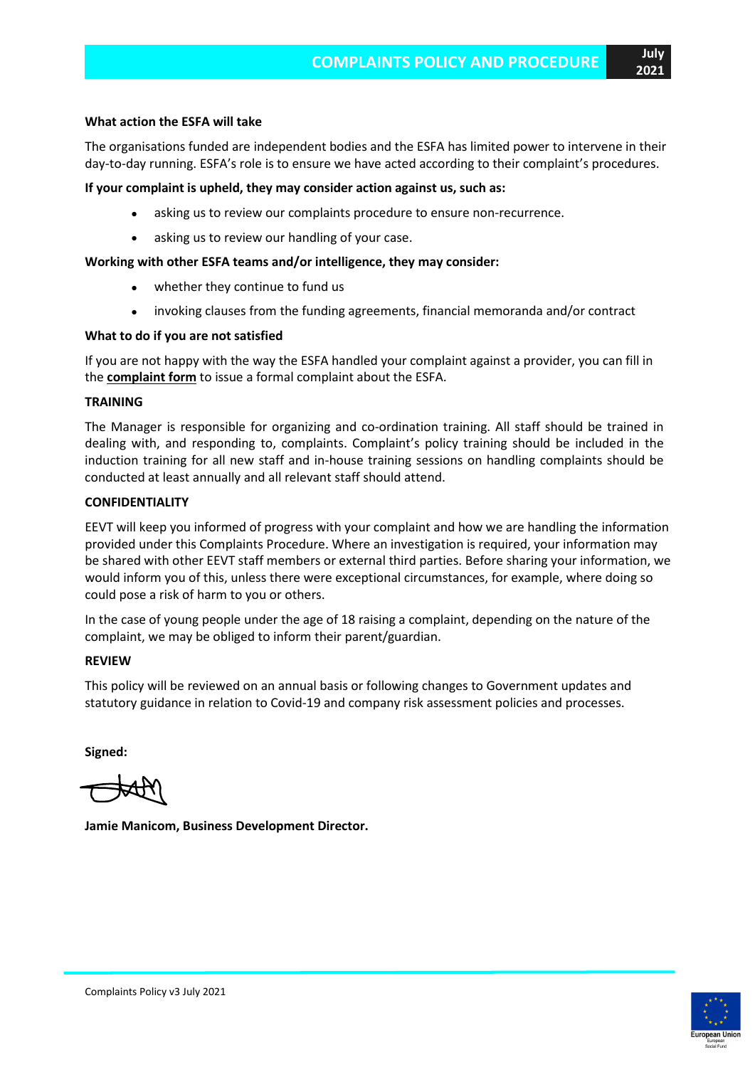**What action the ESFA will take**

The organisations funded are independent bodies and the ESFA has limited power to intervene in their day-to-day running. ESFA's role is to ensure we have acted according to their complaint's procedures.

**If your complaint is upheld, they may consider action against us, such as:**

- asking us to review our complaints procedure to ensure non-recurrence.
- asking us to review our handling of your case.

**Working with other ESFA teams and/or intelligence, they may consider:**

- whether they continue to fund us
- invoking clauses from the funding agreements, financial memoranda and/or contract

**What to do if you are not satisfied**

If you are not happy with the way the ESFA handled your complaint against a provider, you can fill in the **complaint form** to issue a formal complaint about the ESFA.

**TRAINING**

The Manager is responsible for organizing and co-ordination training. All staff should be trained in dealing with, and responding to, complaints. Complaint's policy training should be included in the induction training for all new staff and in-house training sessions on handling complaints should be conducted at least annually and all relevant staff should attend.

**CONFIDENTIALITY**

EEVT will keep you informed of progress with your complaint and how we are handling the information provided under this Complaints Procedure. Where an investigation is required, your information may be shared with other EEVT staff members or external third parties. Before sharing your information, we would inform you of this, unless there were exceptional circumstances, for example, where doing so could pose a risk of harm to you or others.

In the case of young people under the age of 18 raising a complaint, depending on the nature of the complaint, we may be obliged to inform their parent/guardian.

**REVIEW**

This policy will be reviewed on an annual basis or following changes to Government updates and statutory guidance in relation to Covid-19 and company risk assessment policies and processes.

**Signed:**

**Jamie Manicom, Business Development Director.**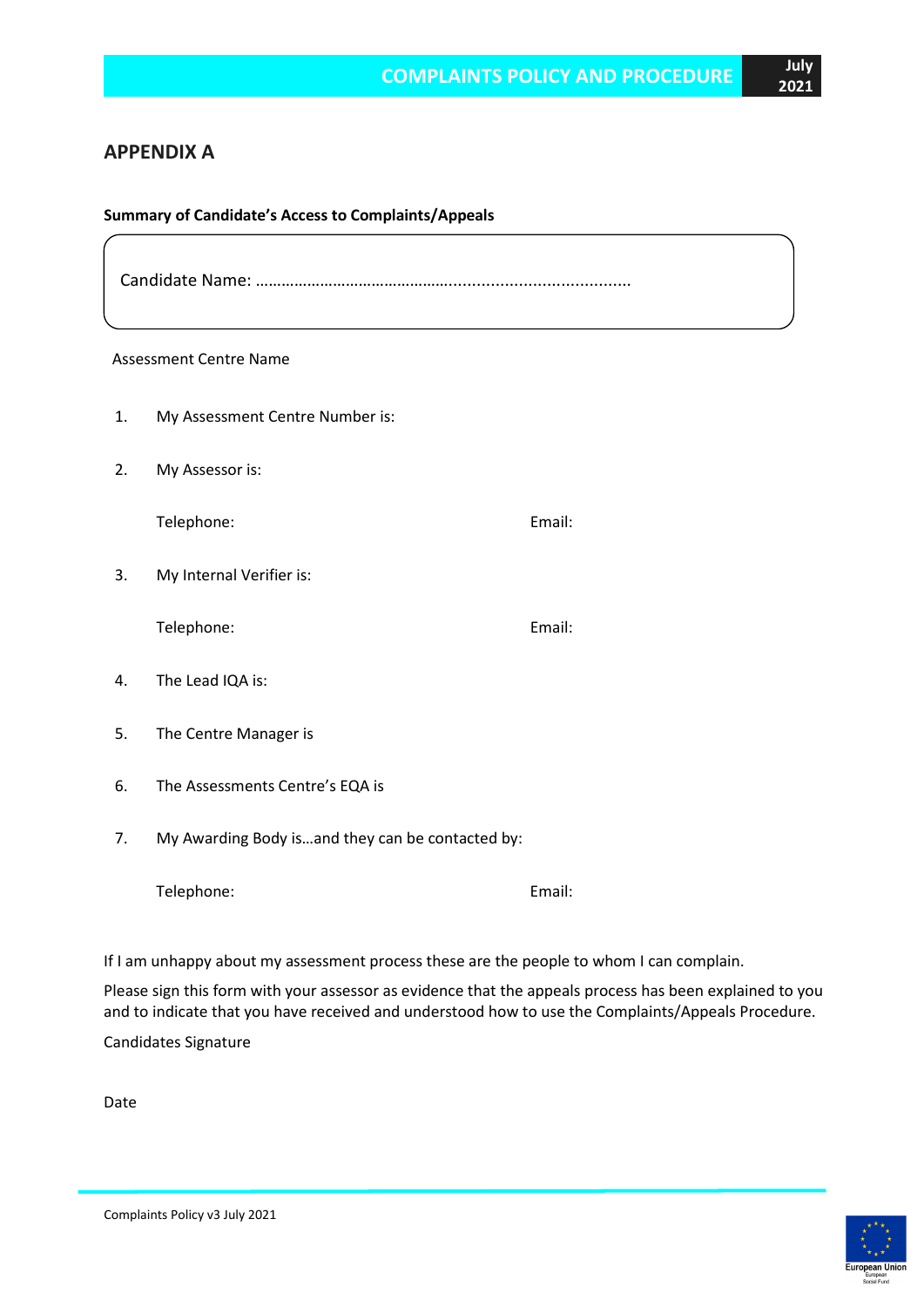## APPENDIX A

**Summary of Candidate's Access to Complaints/Appeals**

Candidate Name: …………………………………….........................................

Assessment Centre Name

1. My Assessment Centre Number is:

2. My Assessor is:

   Telephone: Email:

3. My Internal Verifier is:

   Telephone: Email:

4. The Lead IQA is:

5. The Centre Manager is

6. The Assessments Centre's EQA is

7. My Awarding Body is…and they can be contacted by:

   Telephone: Email:

If I am unhappy about my assessment process these are the people to whom I can complain.

Please sign this form with your assessor as evidence that the appeals process has been explained to you and to indicate that you have received and understood how to use the Complaints/Appeals Procedure.

Candidates Signature

Date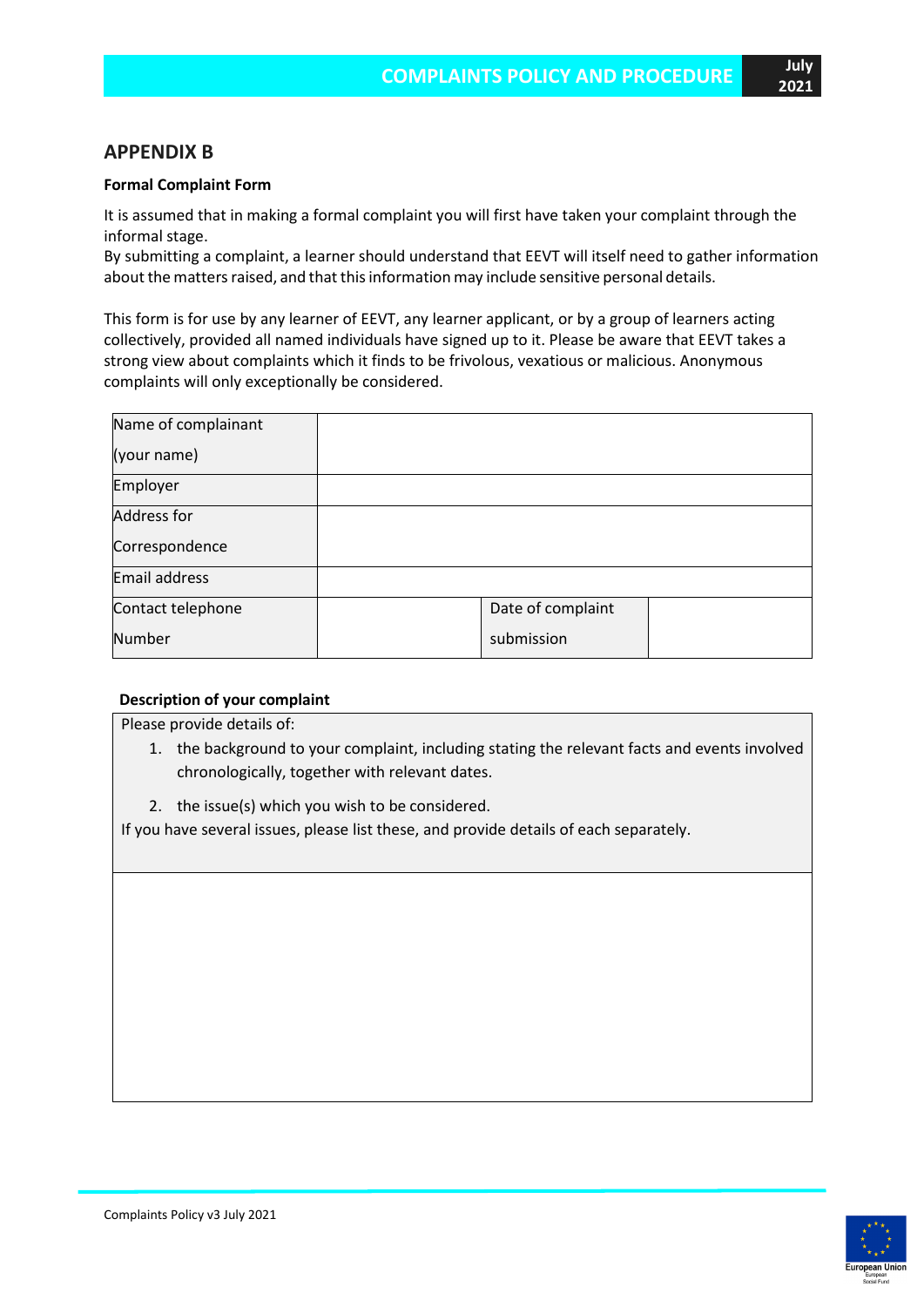## APPENDIX B

**Formal Complaint Form**

It is assumed that in making a formal complaint you will first have taken your complaint through the informal stage.
By submitting a complaint, a learner should understand that EEVT will itself need to gather information about the matters raised, and that this information may include sensitive personal details.

This form is for use by any learner of EEVT, any learner applicant, or by a group of learners acting collectively, provided all named individuals have signed up to it. Please be aware that EEVT takes a strong view about complaints which it finds to be frivolous, vexatious or malicious. Anonymous complaints will only exceptionally be considered.

| Name of complainant (your name) | | | |
|---|---|---|---|
| Employer | | | |
| Address for Correspondence | | | |
| Email address | | | |
| Contact telephone Number | | Date of complaint submission | |

**Description of your complaint**

| Please provide details of:<br>1. the background to your complaint, including stating the relevant facts and events involved chronologically, together with relevant dates.<br>2. the issue(s) which you wish to be considered.<br>If you have several issues, please list these, and provide details of each separately. |
|---|
| |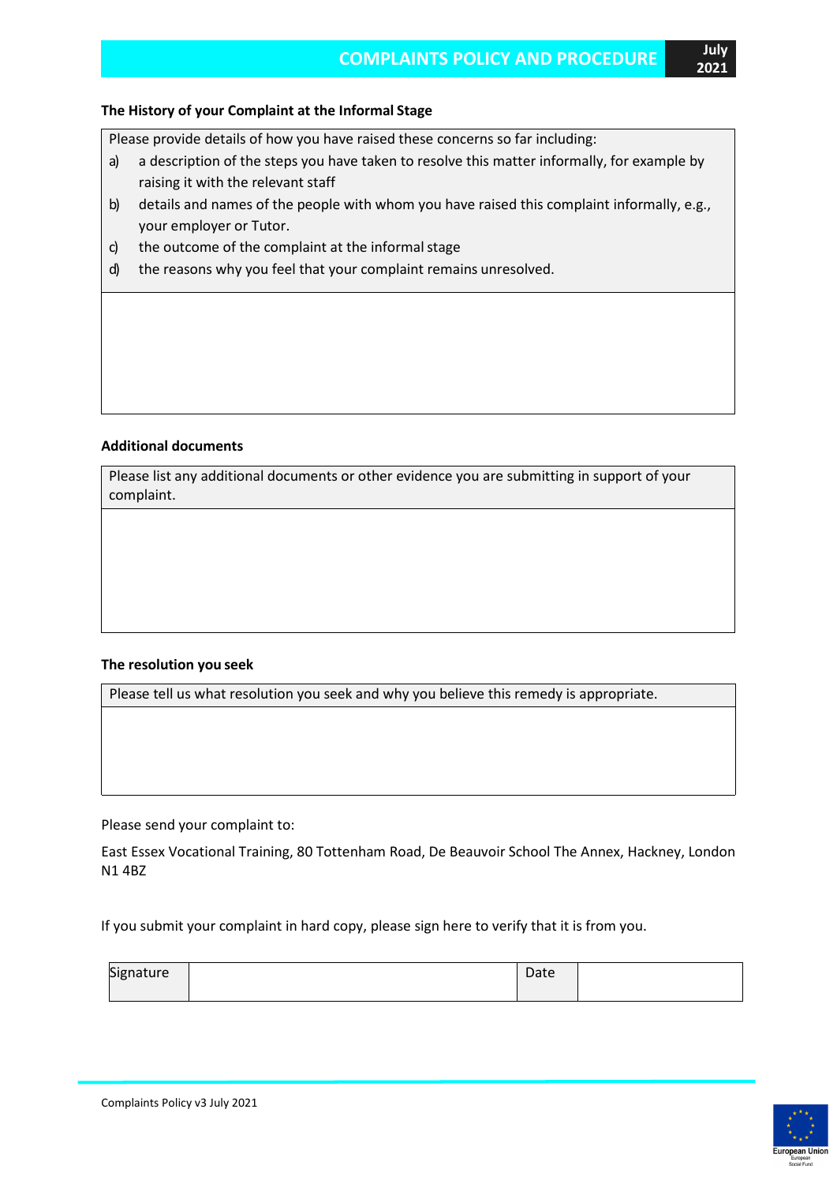### The History of your Complaint at the Informal Stage

| Please provide details of how you have raised these concerns so far including:<br>a) a description of the steps you have taken to resolve this matter informally, for example by raising it with the relevant staff<br>b) details and names of the people with whom you have raised this complaint informally, e.g., your employer or Tutor.<br>c) the outcome of the complaint at the informal stage<br>d) the reasons why you feel that your complaint remains unresolved. |
|---|
| |

### Additional documents

| Please list any additional documents or other evidence you are submitting in support of your complaint. |
|---|
| |

### The resolution you seek

| Please tell us what resolution you seek and why you believe this remedy is appropriate. |
|---|
| |

Please send your complaint to:

East Essex Vocational Training, 80 Tottenham Road, De Beauvoir School The Annex, Hackney, London N1 4BZ

If you submit your complaint in hard copy, please sign here to verify that it is from you.

| Signature | | Date | |
|---|---|---|---|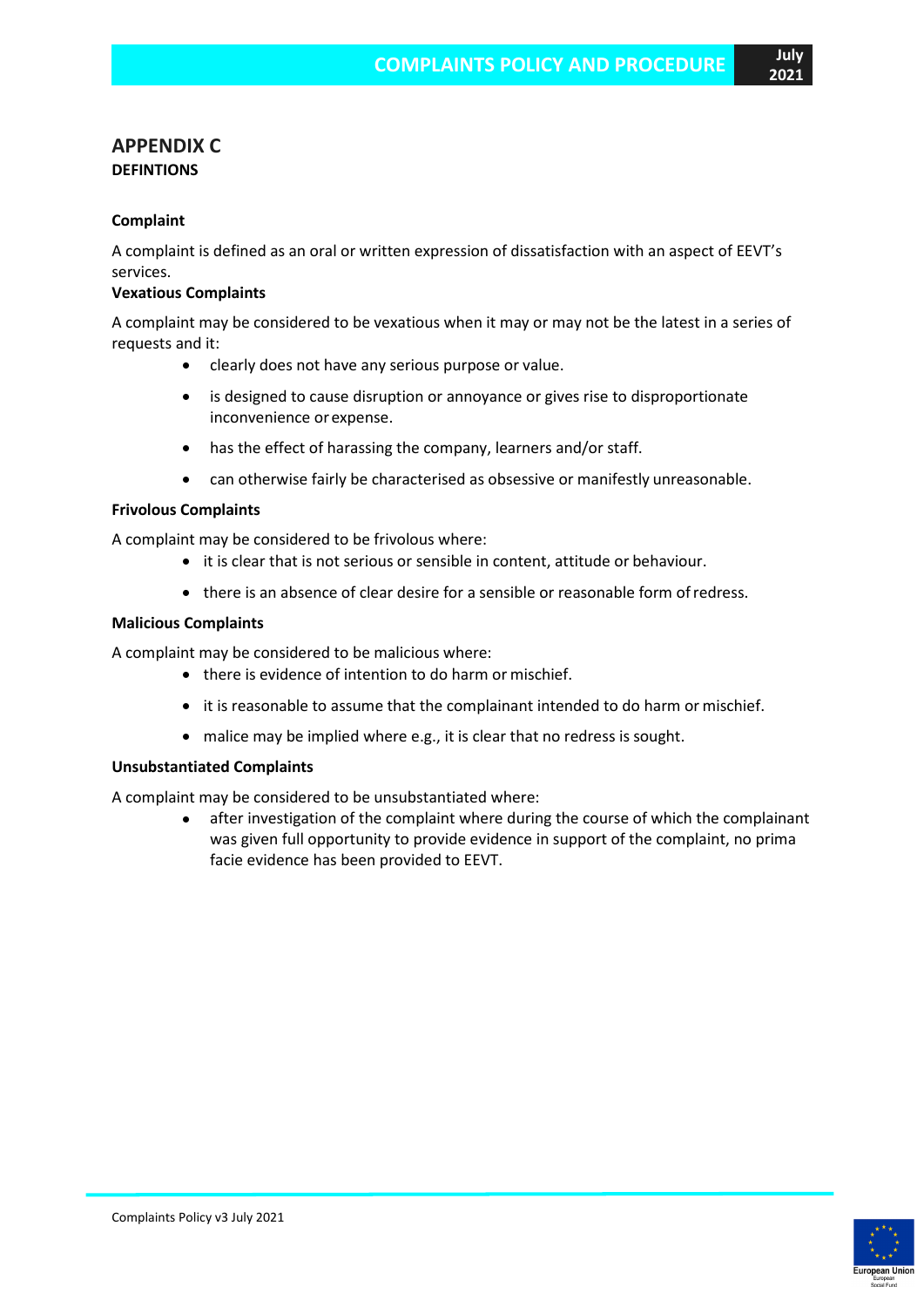## APPENDIX C

**DEFINTIONS**

**Complaint**

A complaint is defined as an oral or written expression of dissatisfaction with an aspect of EEVT's services.

**Vexatious Complaints**

A complaint may be considered to be vexatious when it may or may not be the latest in a series of requests and it:

- clearly does not have any serious purpose or value.
- is designed to cause disruption or annoyance or gives rise to disproportionate inconvenience or expense.
- has the effect of harassing the company, learners and/or staff.
- can otherwise fairly be characterised as obsessive or manifestly unreasonable.

**Frivolous Complaints**

A complaint may be considered to be frivolous where:

- it is clear that is not serious or sensible in content, attitude or behaviour.
- there is an absence of clear desire for a sensible or reasonable form of redress.

**Malicious Complaints**

A complaint may be considered to be malicious where:

- there is evidence of intention to do harm or mischief.
- it is reasonable to assume that the complainant intended to do harm or mischief.
- malice may be implied where e.g., it is clear that no redress is sought.

**Unsubstantiated Complaints**

A complaint may be considered to be unsubstantiated where:

- after investigation of the complaint where during the course of which the complainant was given full opportunity to provide evidence in support of the complaint, no prima facie evidence has been provided to EEVT.